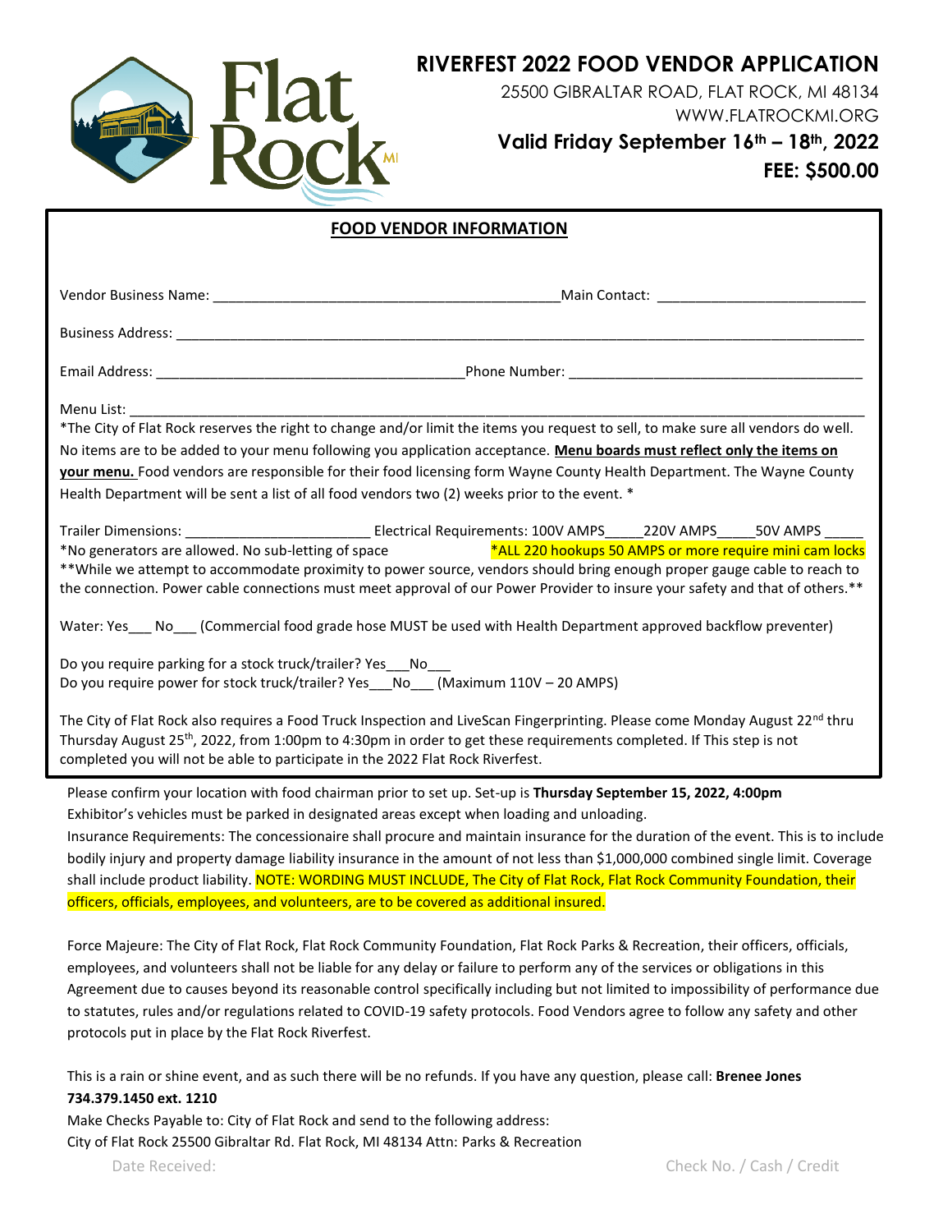# RIVERFEST 2022 FOOD VENDOR APPLICATION

25500 GIBRALTAR ROAD, FLAT ROCK, MI 48134

WWW.FLATROCKMI.ORG

**Valid Friday September 16th – 18th, 2022**

**FEE: $500.00**

## FOOD VENDOR INFORMATION

Vendor Business Name: ____________________________________________ Main Contact: ___________________________

Business Address: _____________________________________________________________________________________

Email Address: _______________________________________ Phone Number: _____________________________________

Menu List: _____________________________________________________________________________________________

*The City of Flat Rock reserves the right to change and/or limit the items you request to sell, to make sure all vendors do well. No items are to be added to your menu following you application acceptance. **Menu boards must reflect only the items on your menu.** Food vendors are responsible for their food licensing form Wayne County Health Department. The Wayne County Health Department will be sent a list of all food vendors two (2) weeks prior to the event. *

Trailer Dimensions: ________________________ Electrical Requirements: 100V AMPS_____ 220V AMPS_____ 50V AMPS _____

*No generators are allowed. No sub-letting of space *ALL 220 hookups 50 AMPS or more require mini cam locks

**While we attempt to accommodate proximity to power source, vendors should bring enough proper gauge cable to reach to the connection. Power cable connections must meet approval of our Power Provider to insure your safety and that of others.**

Water: Yes___ No___ (Commercial food grade hose MUST be used with Health Department approved backflow preventer)

Do you require parking for a stock truck/trailer? Yes___ No___

Do you require power for stock truck/trailer? Yes___ No___ (Maximum 110V – 20 AMPS)

The City of Flat Rock also requires a Food Truck Inspection and LiveScan Fingerprinting. Please come Monday August 22nd thru Thursday August 25th, 2022, from 1:00pm to 4:30pm in order to get these requirements completed. If This step is not completed you will not be able to participate in the 2022 Flat Rock Riverfest.

Please confirm your location with food chairman prior to set up. Set-up is **Thursday September 15, 2022, 4:00pm**

Exhibitor's vehicles must be parked in designated areas except when loading and unloading.

Insurance Requirements: The concessionaire shall procure and maintain insurance for the duration of the event. This is to include bodily injury and property damage liability insurance in the amount of not less than $1,000,000 combined single limit. Coverage shall include product liability. NOTE: WORDING MUST INCLUDE, The City of Flat Rock, Flat Rock Community Foundation, their officers, officials, employees, and volunteers, are to be covered as additional insured.

Force Majeure: The City of Flat Rock, Flat Rock Community Foundation, Flat Rock Parks & Recreation, their officers, officials, employees, and volunteers shall not be liable for any delay or failure to perform any of the services or obligations in this Agreement due to causes beyond its reasonable control specifically including but not limited to impossibility of performance due to statutes, rules and/or regulations related to COVID-19 safety protocols. Food Vendors agree to follow any safety and other protocols put in place by the Flat Rock Riverfest.

This is a rain or shine event, and as such there will be no refunds. If you have any question, please call: **Brenee Jones 734.379.1450 ext. 1210**

Make Checks Payable to: City of Flat Rock and send to the following address:

City of Flat Rock 25500 Gibraltar Rd. Flat Rock, MI 48134 Attn: Parks & Recreation

Date Received: Check No. / Cash / Credit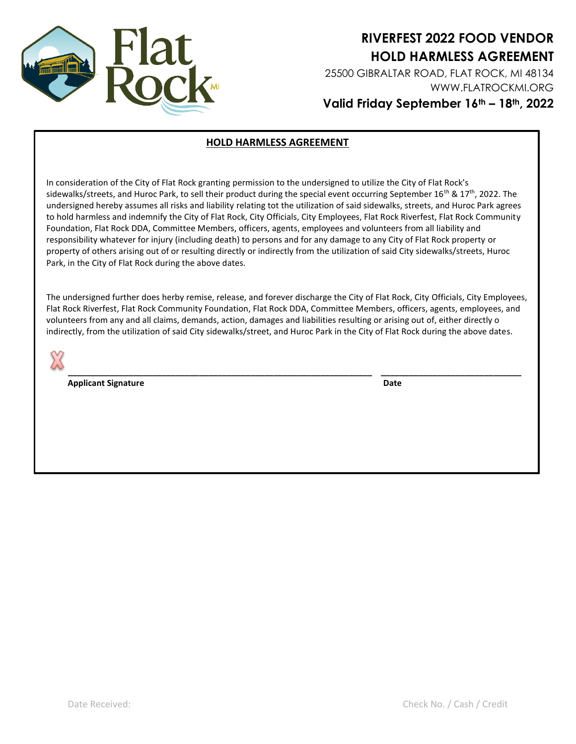# RIVERFEST 2022 FOOD VENDOR HOLD HARMLESS AGREEMENT

25500 GIBRALTAR ROAD, FLAT ROCK, MI 48134

WWW.FLATROCKMI.ORG

**Valid Friday September 16th – 18th, 2022**

## HOLD HARMLESS AGREEMENT

In consideration of the City of Flat Rock granting permission to the undersigned to utilize the City of Flat Rock's sidewalks/streets, and Huroc Park, to sell their product during the special event occurring September 16th & 17th, 2022. The undersigned hereby assumes all risks and liability relating tot the utilization of said sidewalks, streets, and Huroc Park agrees to hold harmless and indemnify the City of Flat Rock, City Officials, City Employees, Flat Rock Riverfest, Flat Rock Community Foundation, Flat Rock DDA, Committee Members, officers, agents, employees and volunteers from all liability and responsibility whatever for injury (including death) to persons and for any damage to any City of Flat Rock property or property of others arising out of or resulting directly or indirectly from the utilization of said City sidewalks/streets, Huroc Park, in the City of Flat Rock during the above dates.

The undersigned further does herby remise, release, and forever discharge the City of Flat Rock, City Officials, City Employees, Flat Rock Riverfest, Flat Rock Community Foundation, Flat Rock DDA, Committee Members, officers, agents, employees, and volunteers from any and all claims, demands, action, damages and liabilities resulting or arising out of, either directly o indirectly, from the utilization of said City sidewalks/street, and Huroc Park in the City of Flat Rock during the above dates.

X ______________________________________________ ______________________

**Applicant Signature** **Date**

Date Received:

Check No. / Cash / Credit